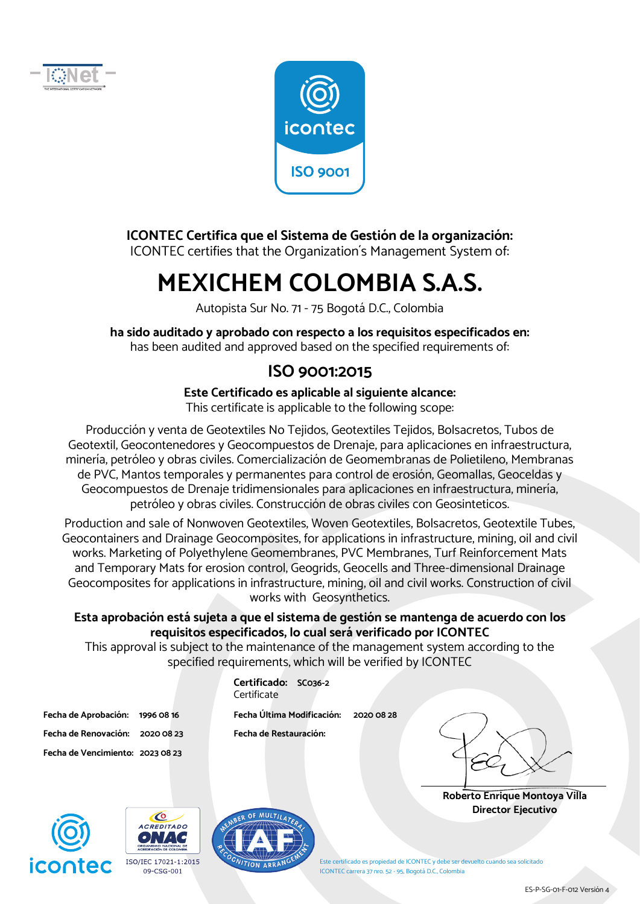**ICONTEC Certifica que el Sistema de Gestión de la organización:**
ICONTEC certifies that the Organization's Management System of:

# MEXICHEM COLOMBIA S.A.S.

Autopista Sur No. 71 - 75 Bogotá D.C., Colombia

**ha sido auditado y aprobado con respecto a los requisitos especificados en:**
has been audited and approved based on the specified requirements of:

## ISO 9001:2015

**Este Certificado es aplicable al siguiente alcance:**
This certificate is applicable to the following scope:

Producción y venta de Geotextiles No Tejidos, Geotextiles Tejidos, Bolsacretos, Tubos de Geotextil, Geocontenedores y Geocompuestos de Drenaje, para aplicaciones en infraestructura, minería, petróleo y obras civiles. Comercialización de Geomembranas de Polietileno, Membranas de PVC, Mantos temporales y permanentes para control de erosión, Geomallas, Geoceldas y Geocompuestos de Drenaje tridimensionales para aplicaciones en infraestructura, minería, petróleo y obras civiles. Construcción de obras civiles con Geosinteticos.

Production and sale of Nonwoven Geotextiles, Woven Geotextiles, Bolsacretos, Geotextile Tubes, Geocontainers and Drainage Geocomposites, for applications in infrastructure, mining, oil and civil works. Marketing of Polyethylene Geomembranes, PVC Membranes, Turf Reinforcement Mats and Temporary Mats for erosion control, Geogrids, Geocells and Three-dimensional Drainage Geocomposites for applications in infrastructure, mining, oil and civil works. Construction of civil works with Geosynthetics.

**Esta aprobación está sujeta a que el sistema de gestión se mantenga de acuerdo con los requisitos especificados, lo cual será verificado por ICONTEC**
This approval is subject to the maintenance of the management system according to the specified requirements, which will be verified by ICONTEC

**Certificado:** **SC036-2**
Certificate

**Fecha de Aprobación:** **1996 08 16**
**Fecha de Renovación:** **2020 08 23**
**Fecha de Vencimiento:** **2023 08 23**

**Fecha Última Modificación:** **2020 08 28**
**Fecha de Restauración:**

**Roberto Enrique Montoya Villa**
**Director Ejecutivo**

ISO/IEC 17021-1:2015
09-CSG-001

Este certificado es propiedad de ICONTEC y debe ser devuelto cuando sea solicitado
ICONTEC carrera 37 nro. 52 - 95, Bogotá D.C., Colombia

ES-P-SG-01-F-012 Versión 4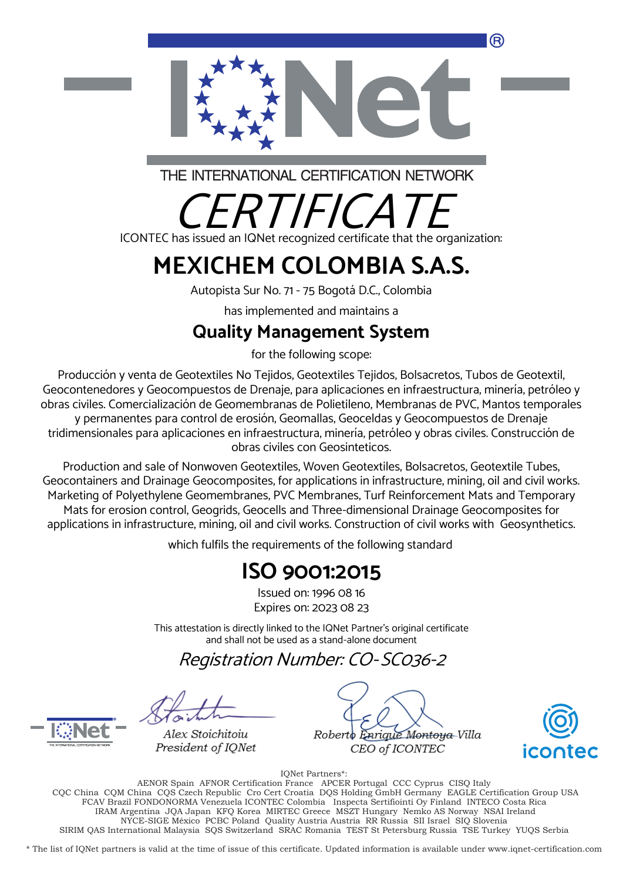THE INTERNATIONAL CERTIFICATION NETWORK

# CERTIFICATE

ICONTEC has issued an IQNet recognized certificate that the organization:

# MEXICHEM COLOMBIA S.A.S.

Autopista Sur No. 71 - 75 Bogotá D.C., Colombia

has implemented and maintains a

## Quality Management System

for the following scope:

Producción y venta de Geotextiles No Tejidos, Geotextiles Tejidos, Bolsacretos, Tubos de Geotextil, Geocontenedores y Geocompuestos de Drenaje, para aplicaciones en infraestructura, minería, petróleo y obras civiles. Comercialización de Geomembranas de Polietileno, Membranas de PVC, Mantos temporales y permanentes para control de erosión, Geomallas, Geoceldas y Geocompuestos de Drenaje tridimensionales para aplicaciones en infraestructura, minería, petróleo y obras civiles. Construcción de obras civiles con Geosinteticos.

Production and sale of Nonwoven Geotextiles, Woven Geotextiles, Bolsacretos, Geotextile Tubes, Geocontainers and Drainage Geocomposites, for applications in infrastructure, mining, oil and civil works. Marketing of Polyethylene Geomembranes, PVC Membranes, Turf Reinforcement Mats and Temporary Mats for erosion control, Geogrids, Geocells and Three-dimensional Drainage Geocomposites for applications in infrastructure, mining, oil and civil works. Construction of civil works with Geosynthetics.

which fulfils the requirements of the following standard

# ISO 9001:2015

Issued on: 1996 08 16

Expires on: 2023 08 23

This attestation is directly linked to the IQNet Partner's original certificate and shall not be used as a stand-alone document

*Registration Number: CO-SC036-2*

*Alex Stoichitoiu*
*President of IQNet*

*Roberto Enrique Montoya Villa*
*CEO of ICONTEC*

icontec

IQNet Partners*:

AENOR Spain AFNOR Certification France APCER Portugal CCC Cyprus CISQ Italy
CQC China CQM China CQS Czech Republic Cro Cert Croatia DQS Holding GmbH Germany EAGLE Certification Group USA
FCAV Brazil FONDONORMA Venezuela ICONTEC Colombia Inspecta Sertifiointi Oy Finland INTECO Costa Rica
IRAM Argentina JQA Japan KFQ Korea MIRTEC Greece MSZT Hungary Nemko AS Norway NSAI Ireland
NYCE-SIGE México PCBC Poland Quality Austria Austria RR Russia SII Israel SIQ Slovenia
SIRIM QAS International Malaysia SQS Switzerland SRAC Romania TEST St Petersburg Russia TSE Turkey YUQS Serbia

* The list of IQNet partners is valid at the time of issue of this certificate. Updated information is available under www.iqnet-certification.com